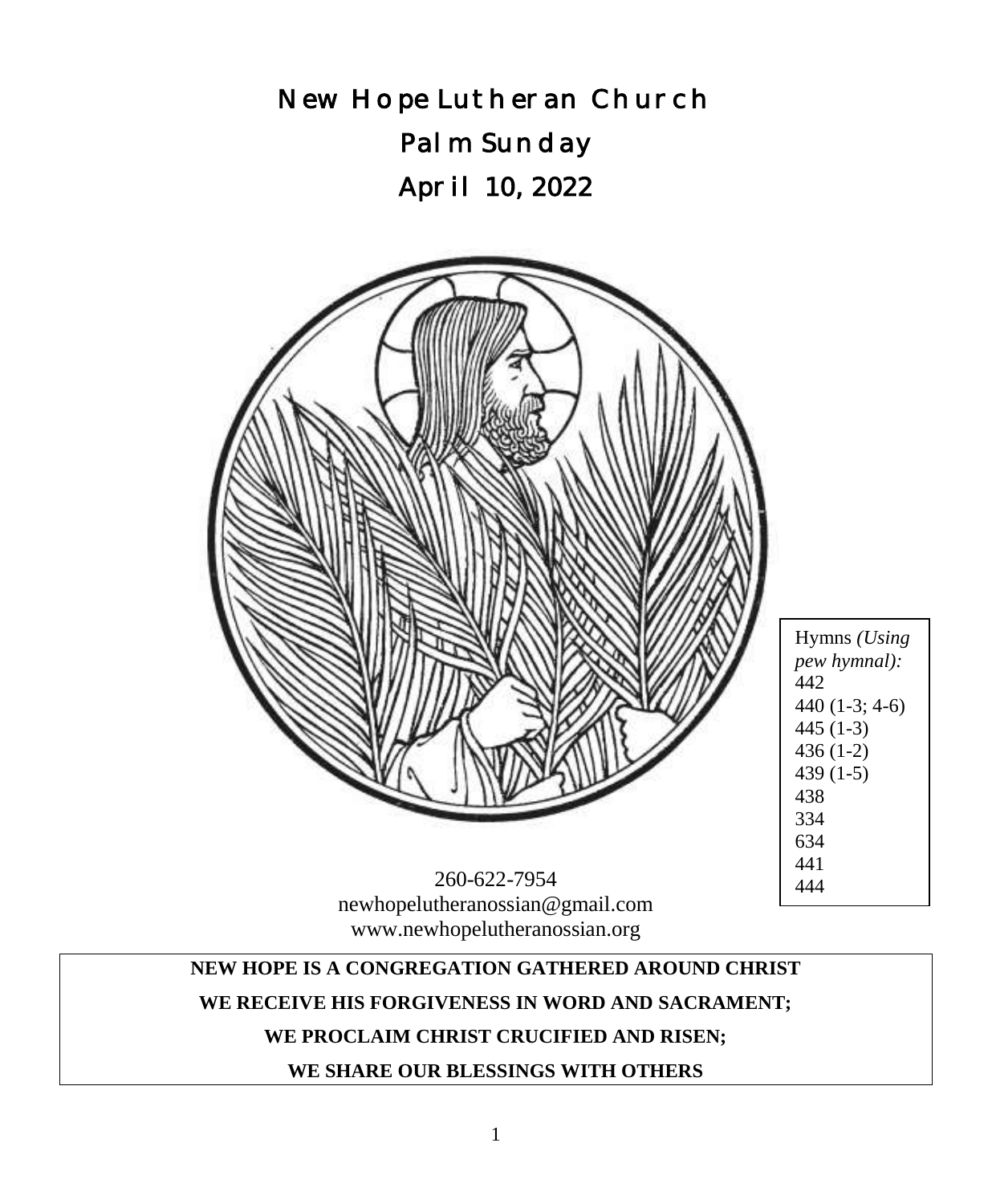# New Hope Lutheran Church

## Palm Sunday

## April 10, 2022

Hymns *(Using pew hymnal):*
442
440 (1-3; 4-6)
445 (1-3)
436 (1-2)
439 (1-5)
438
334
634
441
444

260-622-7954
newhopelutheranossian@gmail.com
www.newhopelutheranossian.org

**NEW HOPE IS A CONGREGATION GATHERED AROUND CHRIST**

**WE RECEIVE HIS FORGIVENESS IN WORD AND SACRAMENT;**

**WE PROCLAIM CHRIST CRUCIFIED AND RISEN;**

**WE SHARE OUR BLESSINGS WITH OTHERS**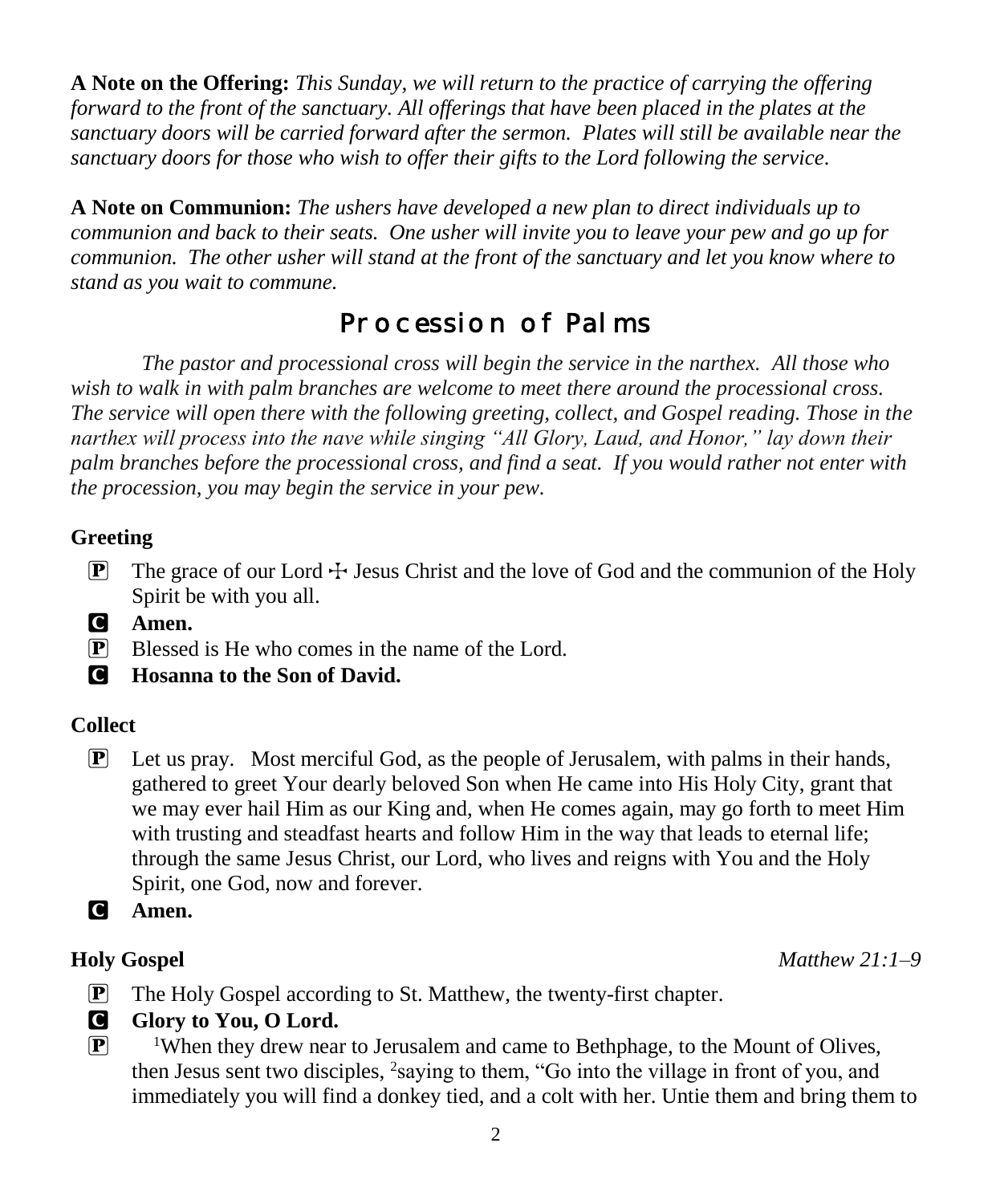**A Note on the Offering:** *This Sunday, we will return to the practice of carrying the offering forward to the front of the sanctuary. All offerings that have been placed in the plates at the sanctuary doors will be carried forward after the sermon. Plates will still be available near the sanctuary doors for those who wish to offer their gifts to the Lord following the service.*

**A Note on Communion:** *The ushers have developed a new plan to direct individuals up to communion and back to their seats. One usher will invite you to leave your pew and go up for communion. The other usher will stand at the front of the sanctuary and let you know where to stand as you wait to commune.*

# Procession of Palms

*The pastor and processional cross will begin the service in the narthex. All those who wish to walk in with palm branches are welcome to meet there around the processional cross. The service will open there with the following greeting, collect, and Gospel reading. Those in the narthex will process into the nave while singing "All Glory, Laud, and Honor," lay down their palm branches before the processional cross, and find a seat. If you would rather not enter with the procession, you may begin the service in your pew.*

### Greeting

P The grace of our Lord ☩ Jesus Christ and the love of God and the communion of the Holy Spirit be with you all.

C **Amen.**

P Blessed is He who comes in the name of the Lord.

C **Hosanna to the Son of David.**

### Collect

P Let us pray. Most merciful God, as the people of Jerusalem, with palms in their hands, gathered to greet Your dearly beloved Son when He came into His Holy City, grant that we may ever hail Him as our King and, when He comes again, may go forth to meet Him with trusting and steadfast hearts and follow Him in the way that leads to eternal life; through the same Jesus Christ, our Lord, who lives and reigns with You and the Holy Spirit, one God, now and forever.

C **Amen.**

### Holy Gospel *Matthew 21:1–9*

P The Holy Gospel according to St. Matthew, the twenty-first chapter.

C **Glory to You, O Lord.**

P [1]When they drew near to Jerusalem and came to Bethphage, to the Mount of Olives, then Jesus sent two disciples, [2]saying to them, "Go into the village in front of you, and immediately you will find a donkey tied, and a colt with her. Untie them and bring them to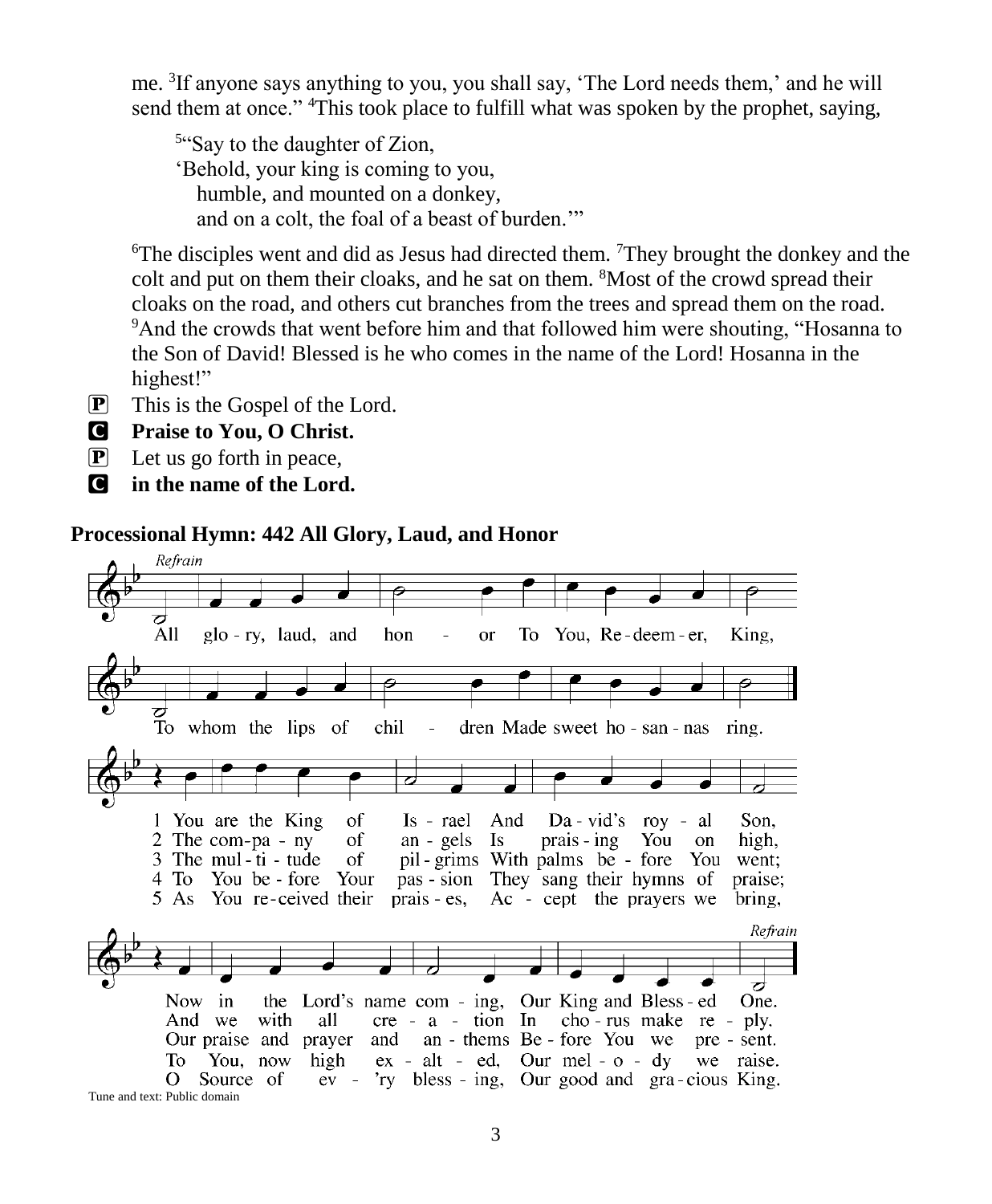me. [3]If anyone says anything to you, you shall say, 'The Lord needs them,' and he will send them at once." [4]This took place to fulfill what was spoken by the prophet, saying,

> [5]"Say to the daughter of Zion,
> 'Behold, your king is coming to you,
> humble, and mounted on a donkey,
> and on a colt, the foal of a beast of burden.'"

[6]The disciples went and did as Jesus had directed them. [7]They brought the donkey and the colt and put on them their cloaks, and he sat on them. [8]Most of the crowd spread their cloaks on the road, and others cut branches from the trees and spread them on the road. [9]And the crowds that went before him and that followed him were shouting, "Hosanna to the Son of David! Blessed is he who comes in the name of the Lord! Hosanna in the highest!"

P This is the Gospel of the Lord.
C **Praise to You, O Christ.**
P Let us go forth in peace,
C **in the name of the Lord.**

## Processional Hymn: 442 All Glory, Laud, and Honor

*Refrain*
All glory, laud, and honor To You, Redeemer, King,
To whom the lips of children Made sweet hosannas ring.

1 You are the King of Israel And David's royal Son,
Now in the Lord's name coming, Our King and Blessed One.

2 The company of angels Is praising You on high,
And we with all creation In chorus make reply.

3 The multitude of pilgrims With palms before You went;
Our praise and prayer and anthems Before You we present.

4 To You before Your passion They sang their hymns of praise;
To You, now high exalted, Our melody we raise.

5 As You received their praises, Accept the prayers we bring,
O Source of ev'ry blessing, Our good and gracious King.

Tune and text: Public domain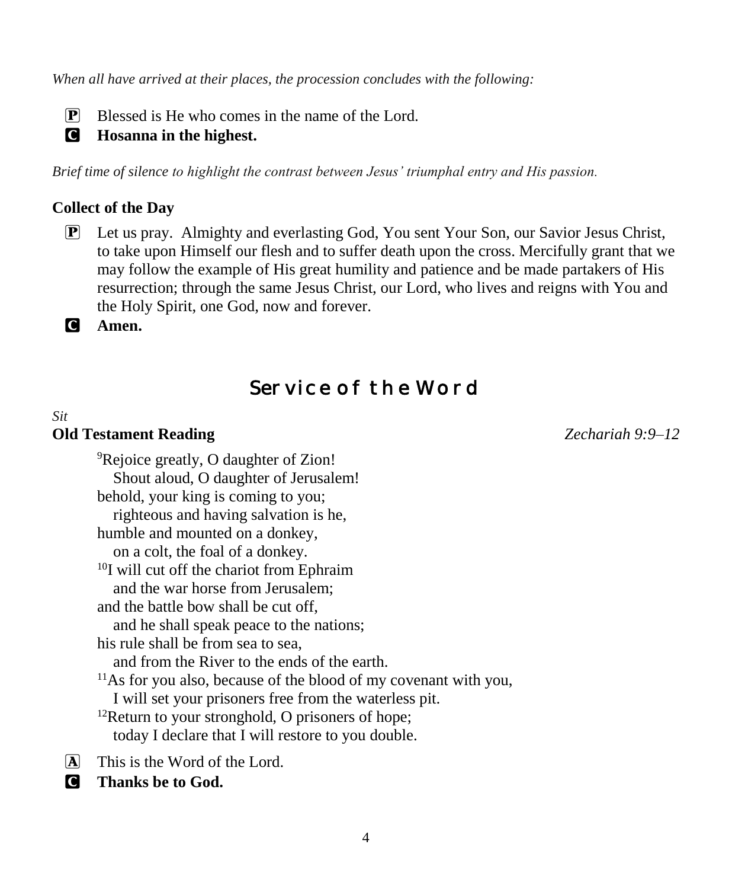*When all have arrived at their places, the procession concludes with the following:*

P  Blessed is He who comes in the name of the Lord.
C  **Hosanna in the highest.**

*Brief time of silence to highlight the contrast between Jesus' triumphal entry and His passion.*

**Collect of the Day**

P  Let us pray. Almighty and everlasting God, You sent Your Son, our Savior Jesus Christ, to take upon Himself our flesh and to suffer death upon the cross. Mercifully grant that we may follow the example of His great humility and patience and be made partakers of His resurrection; through the same Jesus Christ, our Lord, who lives and reigns with You and the Holy Spirit, one God, now and forever.
C  **Amen.**

# Service of the Word

*Sit*

**Old Testament Reading** *Zechariah 9:9–12*

[9]Rejoice greatly, O daughter of Zion!
  Shout aloud, O daughter of Jerusalem!
behold, your king is coming to you;
  righteous and having salvation is he,
humble and mounted on a donkey,
  on a colt, the foal of a donkey.
[10]I will cut off the chariot from Ephraim
  and the war horse from Jerusalem;
and the battle bow shall be cut off,
  and he shall speak peace to the nations;
his rule shall be from sea to sea,
  and from the River to the ends of the earth.
[11]As for you also, because of the blood of my covenant with you,
  I will set your prisoners free from the waterless pit.
[12]Return to your stronghold, O prisoners of hope;
  today I declare that I will restore to you double.

A  This is the Word of the Lord.
C  **Thanks be to God.**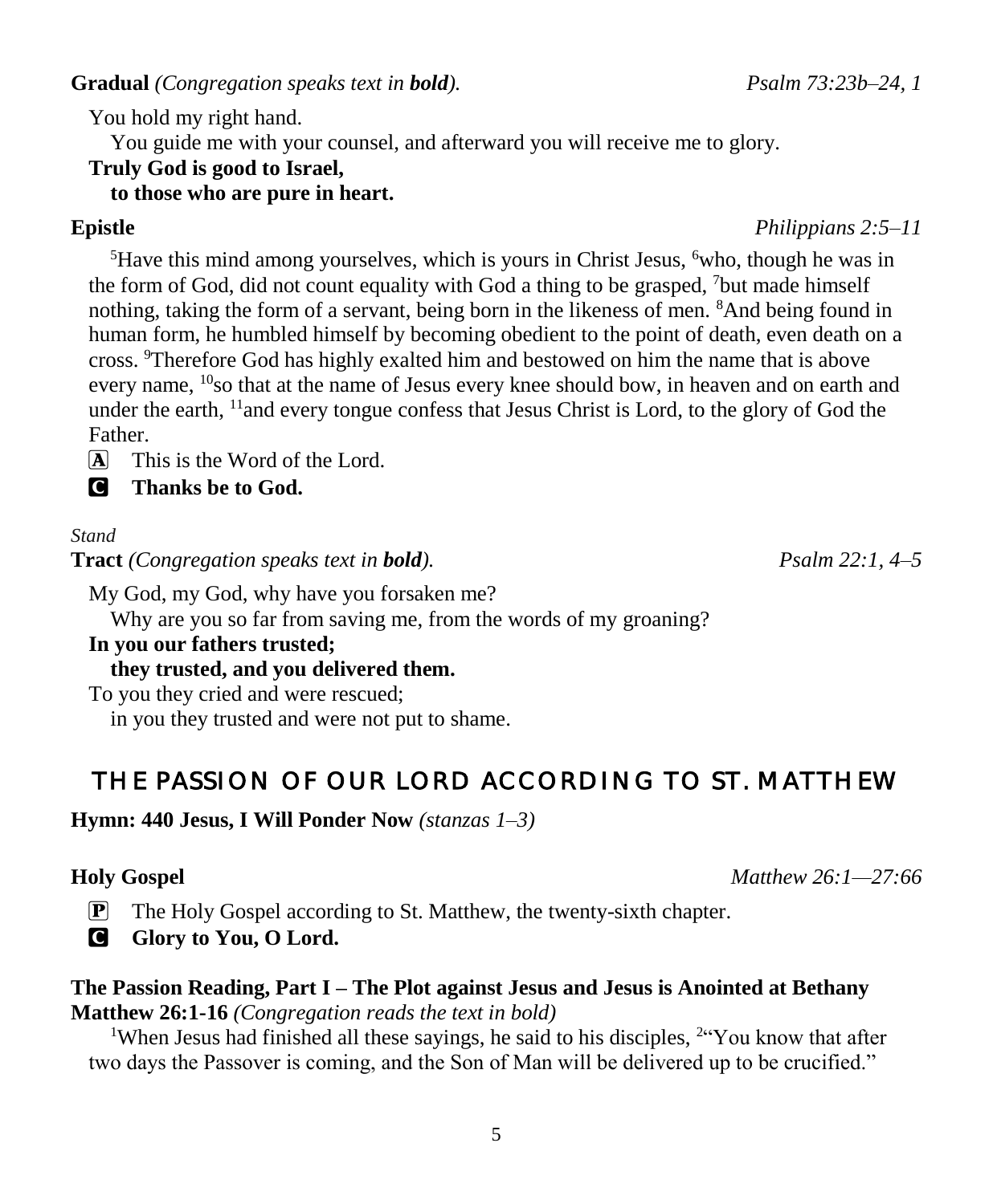**Gradual** *(Congregation speaks text in **bold**).* *Psalm 73:23b–24, 1*

You hold my right hand.
You guide me with your counsel, and afterward you will receive me to glory.
**Truly God is good to Israel,**
**to those who are pure in heart.**

**Epistle** *Philippians 2:5–11*

[5]Have this mind among yourselves, which is yours in Christ Jesus, [6]who, though he was in the form of God, did not count equality with God a thing to be grasped, [7]but made himself nothing, taking the form of a servant, being born in the likeness of men. [8]And being found in human form, he humbled himself by becoming obedient to the point of death, even death on a cross. [9]Therefore God has highly exalted him and bestowed on him the name that is above every name, [10]so that at the name of Jesus every knee should bow, in heaven and on earth and under the earth, [11]and every tongue confess that Jesus Christ is Lord, to the glory of God the Father.

A This is the Word of the Lord.
C **Thanks be to God.**

*Stand*

**Tract** *(Congregation speaks text in **bold**).* *Psalm 22:1, 4–5*

My God, my God, why have you forsaken me?
Why are you so far from saving me, from the words of my groaning?
**In you our fathers trusted;**
**they trusted, and you delivered them.**
To you they cried and were rescued;
in you they trusted and were not put to shame.

## THE PASSION OF OUR LORD ACCORDING TO ST. MATTHEW

**Hymn: 440 Jesus, I Will Ponder Now** *(stanzas 1–3)*

**Holy Gospel** *Matthew 26:1—27:66*

P The Holy Gospel according to St. Matthew, the twenty-sixth chapter.
C **Glory to You, O Lord.**

**The Passion Reading, Part I – The Plot against Jesus and Jesus is Anointed at Bethany**
**Matthew 26:1-16** *(Congregation reads the text in bold)*

[1]When Jesus had finished all these sayings, he said to his disciples, [2]"You know that after two days the Passover is coming, and the Son of Man will be delivered up to be crucified."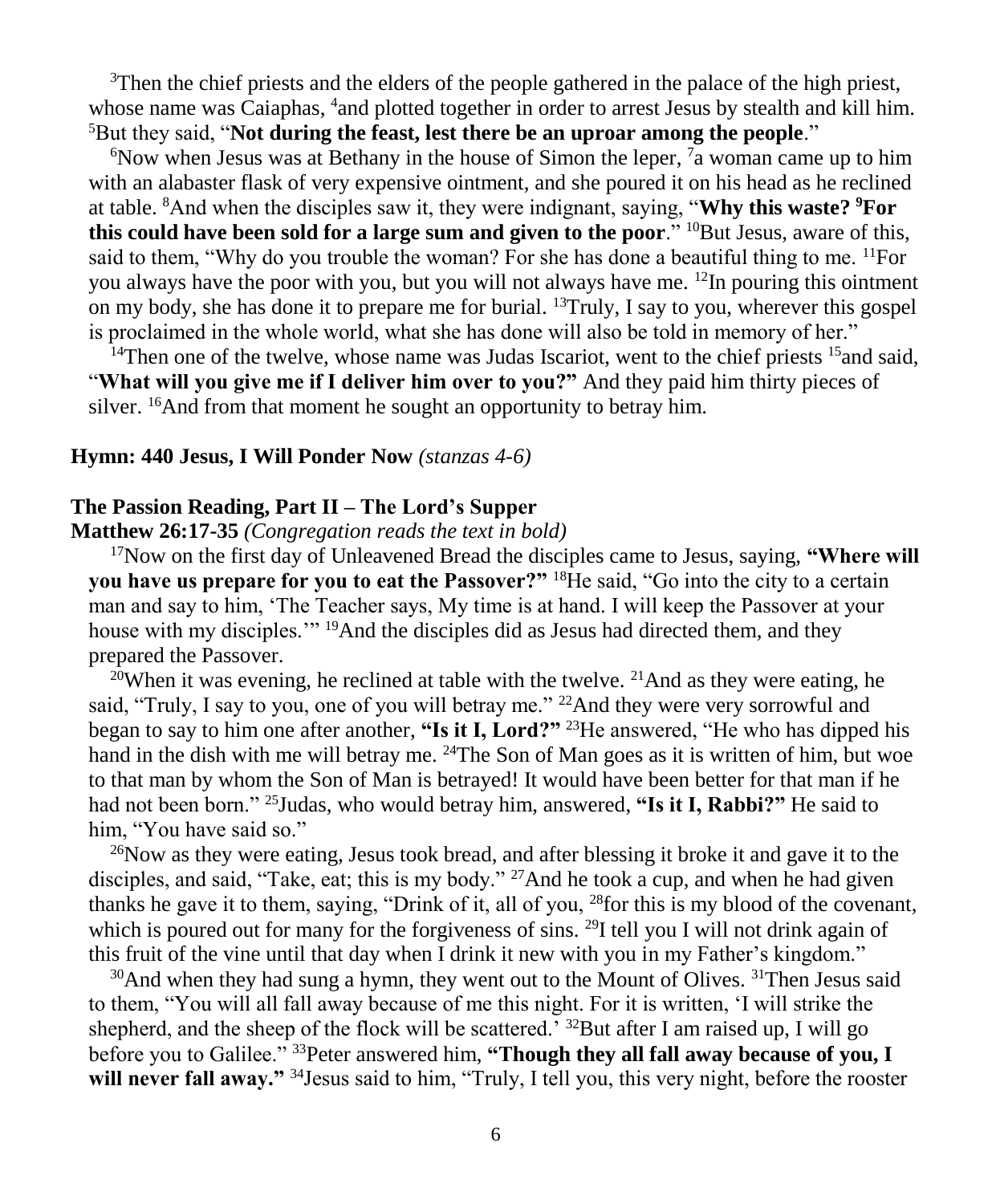[3]Then the chief priests and the elders of the people gathered in the palace of the high priest, whose name was Caiaphas, [4]and plotted together in order to arrest Jesus by stealth and kill him. [5]But they said, "**Not during the feast, lest there be an uproar among the people**."

[6]Now when Jesus was at Bethany in the house of Simon the leper, [7]a woman came up to him with an alabaster flask of very expensive ointment, and she poured it on his head as he reclined at table. [8]And when the disciples saw it, they were indignant, saying, "**Why this waste? [9]For this could have been sold for a large sum and given to the poor**." [10]But Jesus, aware of this, said to them, "Why do you trouble the woman? For she has done a beautiful thing to me. [11]For you always have the poor with you, but you will not always have me. [12]In pouring this ointment on my body, she has done it to prepare me for burial. [13]Truly, I say to you, wherever this gospel is proclaimed in the whole world, what she has done will also be told in memory of her."

[14]Then one of the twelve, whose name was Judas Iscariot, went to the chief priests [15]and said, "**What will you give me if I deliver him over to you?"** And they paid him thirty pieces of silver. [16]And from that moment he sought an opportunity to betray him.

**Hymn: 440 Jesus, I Will Ponder Now** *(stanzas 4-6)*

**The Passion Reading, Part II – The Lord's Supper**

**Matthew 26:17-35** *(Congregation reads the text in bold)*

[17]Now on the first day of Unleavened Bread the disciples came to Jesus, saying, **"Where will you have us prepare for you to eat the Passover?"** [18]He said, "Go into the city to a certain man and say to him, 'The Teacher says, My time is at hand. I will keep the Passover at your house with my disciples.'" [19]And the disciples did as Jesus had directed them, and they prepared the Passover.

[20]When it was evening, he reclined at table with the twelve. [21]And as they were eating, he said, "Truly, I say to you, one of you will betray me." [22]And they were very sorrowful and began to say to him one after another, **"Is it I, Lord?"** [23]He answered, "He who has dipped his hand in the dish with me will betray me. [24]The Son of Man goes as it is written of him, but woe to that man by whom the Son of Man is betrayed! It would have been better for that man if he had not been born." [25]Judas, who would betray him, answered, **"Is it I, Rabbi?"** He said to him, "You have said so."

[26]Now as they were eating, Jesus took bread, and after blessing it broke it and gave it to the disciples, and said, "Take, eat; this is my body." [27]And he took a cup, and when he had given thanks he gave it to them, saying, "Drink of it, all of you, [28]for this is my blood of the covenant, which is poured out for many for the forgiveness of sins. [29]I tell you I will not drink again of this fruit of the vine until that day when I drink it new with you in my Father's kingdom."

[30]And when they had sung a hymn, they went out to the Mount of Olives. [31]Then Jesus said to them, "You will all fall away because of me this night. For it is written, 'I will strike the shepherd, and the sheep of the flock will be scattered.' [32]But after I am raised up, I will go before you to Galilee." [33]Peter answered him, **"Though they all fall away because of you, I will never fall away."** [34]Jesus said to him, "Truly, I tell you, this very night, before the rooster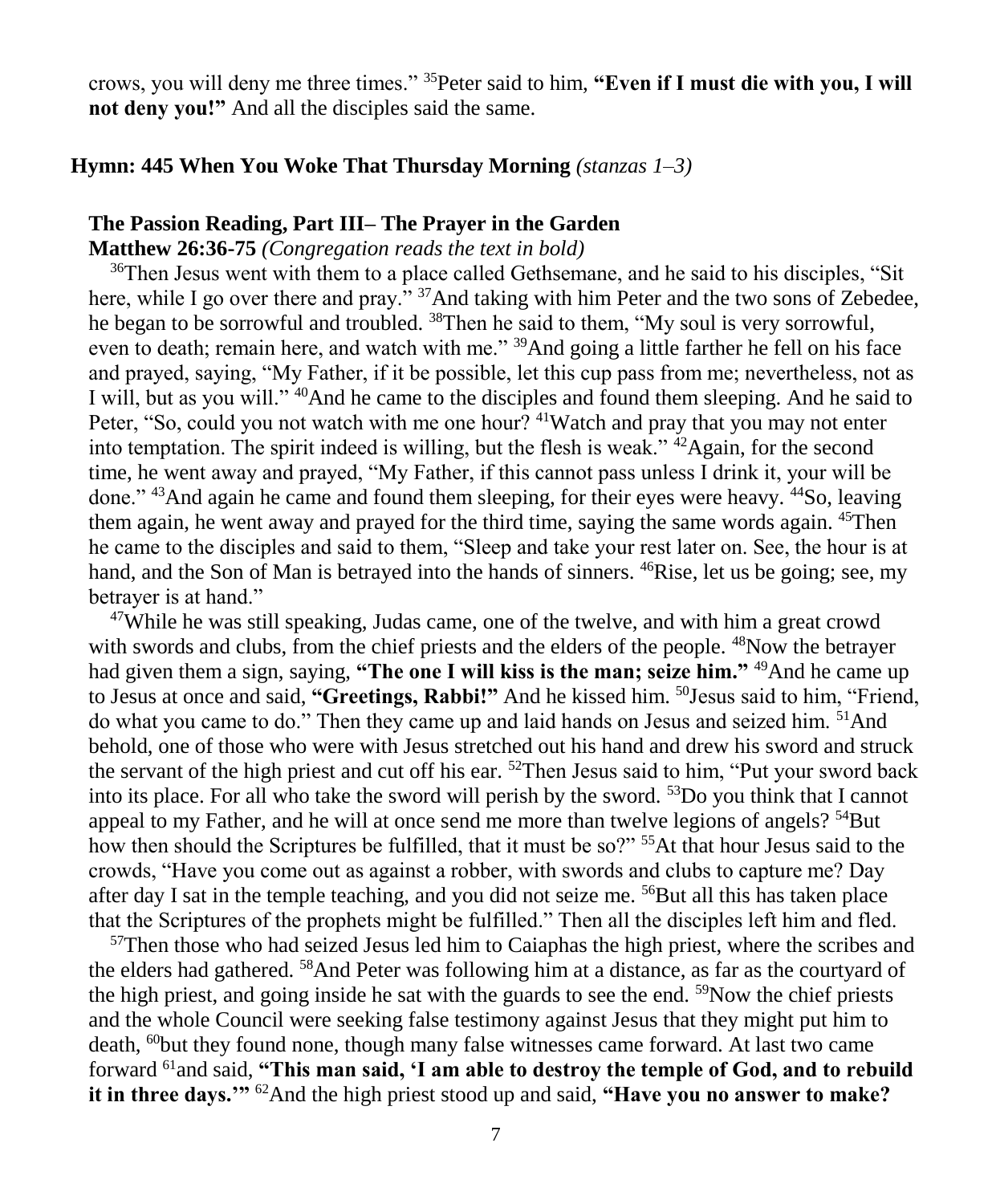crows, you will deny me three times." [35]Peter said to him, **"Even if I must die with you, I will not deny you!"** And all the disciples said the same.

**Hymn: 445 When You Woke That Thursday Morning** *(stanzas 1–3)*

**The Passion Reading, Part III– The Prayer in the Garden**
**Matthew 26:36-75** *(Congregation reads the text in bold)*

[36]Then Jesus went with them to a place called Gethsemane, and he said to his disciples, "Sit here, while I go over there and pray." [37]And taking with him Peter and the two sons of Zebedee, he began to be sorrowful and troubled. [38]Then he said to them, "My soul is very sorrowful, even to death; remain here, and watch with me." [39]And going a little farther he fell on his face and prayed, saying, "My Father, if it be possible, let this cup pass from me; nevertheless, not as I will, but as you will." [40]And he came to the disciples and found them sleeping. And he said to Peter, "So, could you not watch with me one hour? [41]Watch and pray that you may not enter into temptation. The spirit indeed is willing, but the flesh is weak." [42]Again, for the second time, he went away and prayed, "My Father, if this cannot pass unless I drink it, your will be done." [43]And again he came and found them sleeping, for their eyes were heavy. [44]So, leaving them again, he went away and prayed for the third time, saying the same words again. [45]Then he came to the disciples and said to them, "Sleep and take your rest later on. See, the hour is at hand, and the Son of Man is betrayed into the hands of sinners. [46]Rise, let us be going; see, my betrayer is at hand."

[47]While he was still speaking, Judas came, one of the twelve, and with him a great crowd with swords and clubs, from the chief priests and the elders of the people. [48]Now the betrayer had given them a sign, saying, **"The one I will kiss is the man; seize him."** [49]And he came up to Jesus at once and said, **"Greetings, Rabbi!"** And he kissed him. [50]Jesus said to him, "Friend, do what you came to do." Then they came up and laid hands on Jesus and seized him. [51]And behold, one of those who were with Jesus stretched out his hand and drew his sword and struck the servant of the high priest and cut off his ear. [52]Then Jesus said to him, "Put your sword back into its place. For all who take the sword will perish by the sword. [53]Do you think that I cannot appeal to my Father, and he will at once send me more than twelve legions of angels? [54]But how then should the Scriptures be fulfilled, that it must be so?" [55]At that hour Jesus said to the crowds, "Have you come out as against a robber, with swords and clubs to capture me? Day after day I sat in the temple teaching, and you did not seize me. [56]But all this has taken place that the Scriptures of the prophets might be fulfilled." Then all the disciples left him and fled.

[57]Then those who had seized Jesus led him to Caiaphas the high priest, where the scribes and the elders had gathered. [58]And Peter was following him at a distance, as far as the courtyard of the high priest, and going inside he sat with the guards to see the end. [59]Now the chief priests and the whole Council were seeking false testimony against Jesus that they might put him to death, [60]but they found none, though many false witnesses came forward. At last two came forward [61]and said, **"This man said, 'I am able to destroy the temple of God, and to rebuild it in three days.'"** [62]And the high priest stood up and said, **"Have you no answer to make?**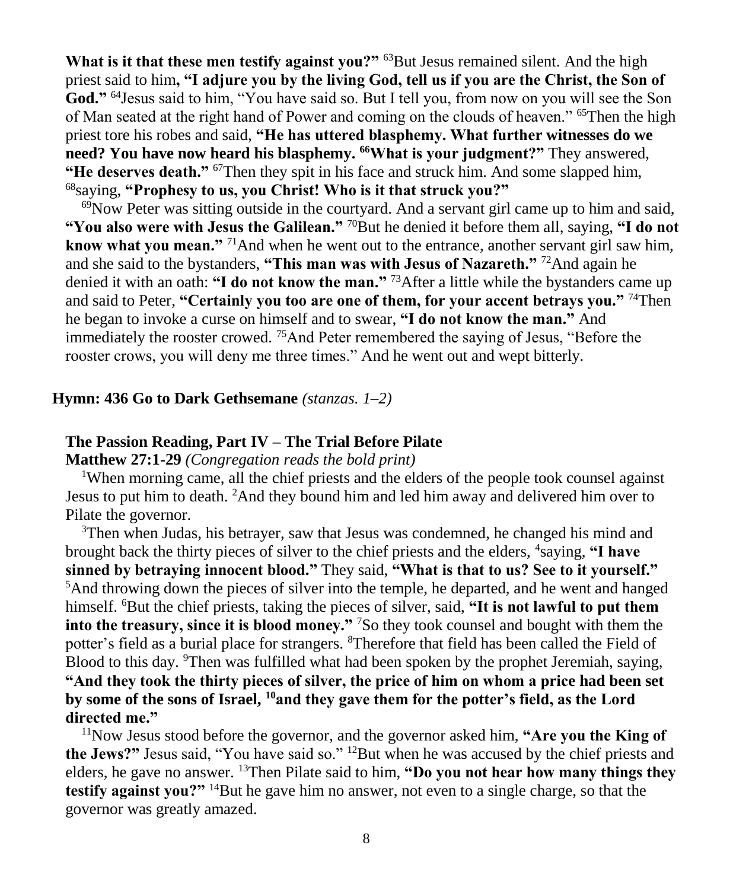**What is it that these men testify against you?"** [63]But Jesus remained silent. And the high priest said to him**, "I adjure you by the living God, tell us if you are the Christ, the Son of God."** [64]Jesus said to him, "You have said so. But I tell you, from now on you will see the Son of Man seated at the right hand of Power and coming on the clouds of heaven." [65]Then the high priest tore his robes and said, **"He has uttered blasphemy. What further witnesses do we need? You have now heard his blasphemy. [66]What is your judgment?"** They answered, **"He deserves death."** [67]Then they spit in his face and struck him. And some slapped him, [68]saying, **"Prophesy to us, you Christ! Who is it that struck you?"**

[69]Now Peter was sitting outside in the courtyard. And a servant girl came up to him and said, **"You also were with Jesus the Galilean."** [70]But he denied it before them all, saying, **"I do not know what you mean."** [71]And when he went out to the entrance, another servant girl saw him, and she said to the bystanders, **"This man was with Jesus of Nazareth."** [72]And again he denied it with an oath: **"I do not know the man."** [73]After a little while the bystanders came up and said to Peter, **"Certainly you too are one of them, for your accent betrays you."** [74]Then he began to invoke a curse on himself and to swear, **"I do not know the man."** And immediately the rooster crowed. [75]And Peter remembered the saying of Jesus, "Before the rooster crows, you will deny me three times." And he went out and wept bitterly.

**Hymn: 436 Go to Dark Gethsemane** *(stanzas. 1–2)*

## The Passion Reading, Part IV – The Trial Before Pilate

**Matthew 27:1-29** *(Congregation reads the bold print)*

[1]When morning came, all the chief priests and the elders of the people took counsel against Jesus to put him to death. [2]And they bound him and led him away and delivered him over to Pilate the governor.

[3]Then when Judas, his betrayer, saw that Jesus was condemned, he changed his mind and brought back the thirty pieces of silver to the chief priests and the elders, [4]saying, **"I have sinned by betraying innocent blood."** They said, **"What is that to us? See to it yourself."** [5]And throwing down the pieces of silver into the temple, he departed, and he went and hanged himself. [6]But the chief priests, taking the pieces of silver, said, **"It is not lawful to put them into the treasury, since it is blood money."** [7]So they took counsel and bought with them the potter's field as a burial place for strangers. [8]Therefore that field has been called the Field of Blood to this day. [9]Then was fulfilled what had been spoken by the prophet Jeremiah, saying, **"And they took the thirty pieces of silver, the price of him on whom a price had been set by some of the sons of Israel, [10]and they gave them for the potter's field, as the Lord directed me."**

[11]Now Jesus stood before the governor, and the governor asked him, **"Are you the King of the Jews?"** Jesus said, "You have said so." [12]But when he was accused by the chief priests and elders, he gave no answer. [13]Then Pilate said to him, **"Do you not hear how many things they testify against you?"** [14]But he gave him no answer, not even to a single charge, so that the governor was greatly amazed.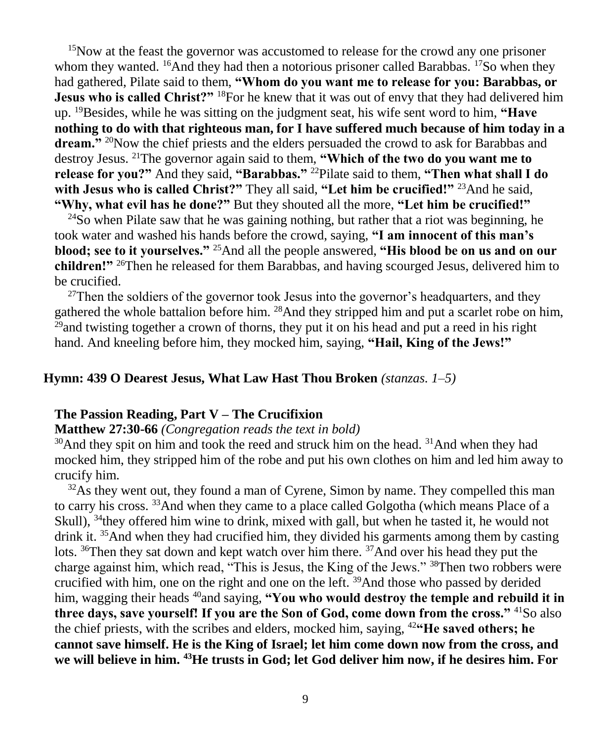[15]Now at the feast the governor was accustomed to release for the crowd any one prisoner whom they wanted. [16]And they had then a notorious prisoner called Barabbas. [17]So when they had gathered, Pilate said to them, **"Whom do you want me to release for you: Barabbas, or Jesus who is called Christ?"** [18]For he knew that it was out of envy that they had delivered him up. [19]Besides, while he was sitting on the judgment seat, his wife sent word to him, **"Have nothing to do with that righteous man, for I have suffered much because of him today in a dream."** [20]Now the chief priests and the elders persuaded the crowd to ask for Barabbas and destroy Jesus. [21]The governor again said to them, **"Which of the two do you want me to release for you?"** And they said, **"Barabbas."** [22]Pilate said to them, **"Then what shall I do with Jesus who is called Christ?"** They all said, **"Let him be crucified!"** [23]And he said, **"Why, what evil has he done?"** But they shouted all the more, **"Let him be crucified!"**

[24]So when Pilate saw that he was gaining nothing, but rather that a riot was beginning, he took water and washed his hands before the crowd, saying, **"I am innocent of this man's blood; see to it yourselves."** [25]And all the people answered, **"His blood be on us and on our children!"** [26]Then he released for them Barabbas, and having scourged Jesus, delivered him to be crucified.

[27]Then the soldiers of the governor took Jesus into the governor's headquarters, and they gathered the whole battalion before him. [28]And they stripped him and put a scarlet robe on him, [29]and twisting together a crown of thorns, they put it on his head and put a reed in his right hand. And kneeling before him, they mocked him, saying, **"Hail, King of the Jews!"**

**Hymn: 439 O Dearest Jesus, What Law Hast Thou Broken** *(stanzas. 1–5)*

**The Passion Reading, Part V – The Crucifixion**

**Matthew 27:30-66** *(Congregation reads the text in bold)*

[30]And they spit on him and took the reed and struck him on the head. [31]And when they had mocked him, they stripped him of the robe and put his own clothes on him and led him away to crucify him.

[32]As they went out, they found a man of Cyrene, Simon by name. They compelled this man to carry his cross. [33]And when they came to a place called Golgotha (which means Place of a Skull), [34]they offered him wine to drink, mixed with gall, but when he tasted it, he would not drink it. [35]And when they had crucified him, they divided his garments among them by casting lots. [36]Then they sat down and kept watch over him there. [37]And over his head they put the charge against him, which read, "This is Jesus, the King of the Jews." [38]Then two robbers were crucified with him, one on the right and one on the left. [39]And those who passed by derided him, wagging their heads [40]and saying, **"You who would destroy the temple and rebuild it in three days, save yourself! If you are the Son of God, come down from the cross."** [41]So also the chief priests, with the scribes and elders, mocked him, saying, [42]**"He saved others; he cannot save himself. He is the King of Israel; let him come down now from the cross, and we will believe in him. [43]He trusts in God; let God deliver him now, if he desires him. For**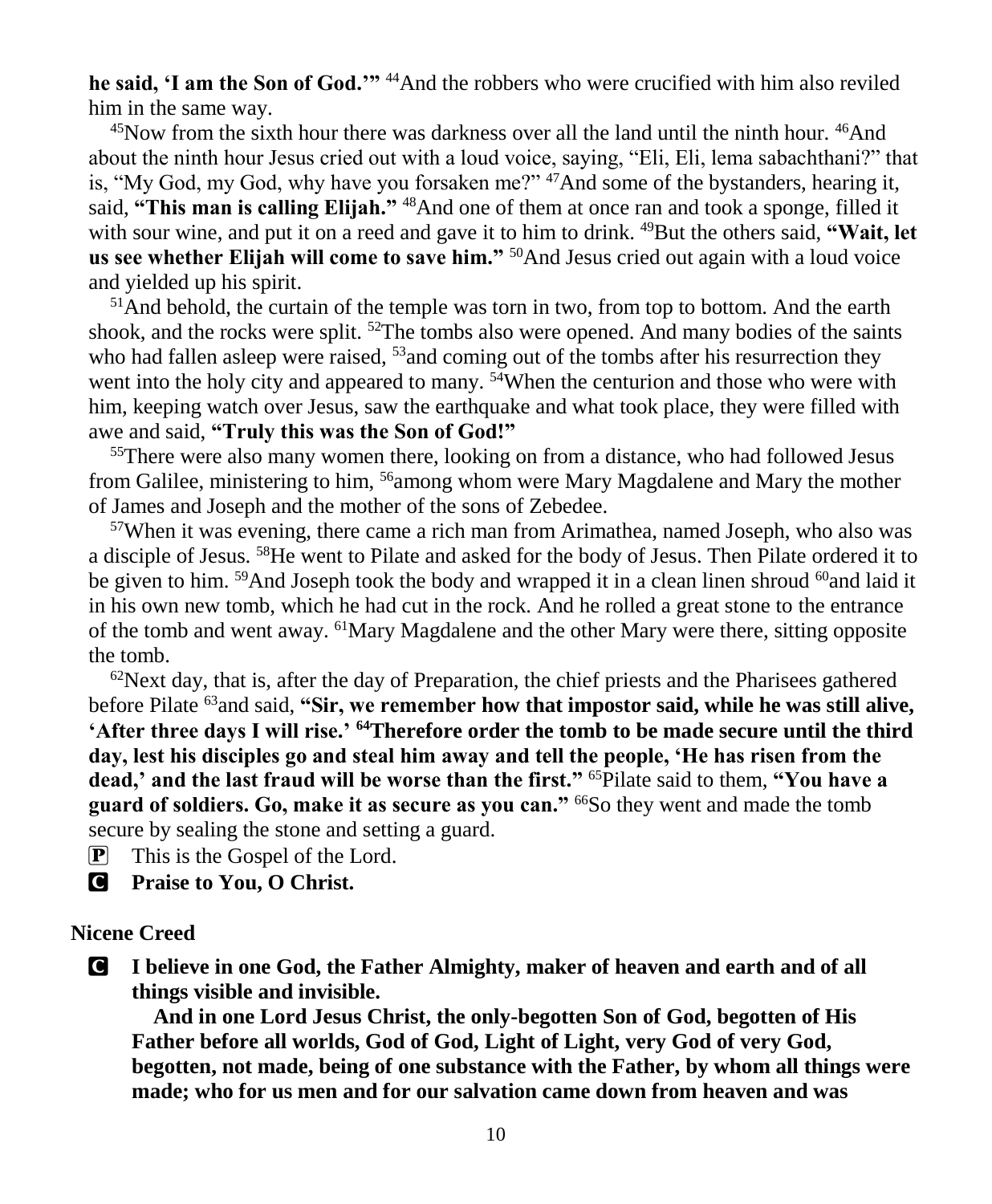**he said, 'I am the Son of God.'"** [44]And the robbers who were crucified with him also reviled him in the same way.

[45]Now from the sixth hour there was darkness over all the land until the ninth hour. [46]And about the ninth hour Jesus cried out with a loud voice, saying, "Eli, Eli, lema sabachthani?" that is, "My God, my God, why have you forsaken me?" [47]And some of the bystanders, hearing it, said, **"This man is calling Elijah."** [48]And one of them at once ran and took a sponge, filled it with sour wine, and put it on a reed and gave it to him to drink. [49]But the others said, **"Wait, let us see whether Elijah will come to save him."** [50]And Jesus cried out again with a loud voice and yielded up his spirit.

[51]And behold, the curtain of the temple was torn in two, from top to bottom. And the earth shook, and the rocks were split. [52]The tombs also were opened. And many bodies of the saints who had fallen asleep were raised, [53]and coming out of the tombs after his resurrection they went into the holy city and appeared to many. [54]When the centurion and those who were with him, keeping watch over Jesus, saw the earthquake and what took place, they were filled with awe and said, **"Truly this was the Son of God!"**

[55]There were also many women there, looking on from a distance, who had followed Jesus from Galilee, ministering to him, [56]among whom were Mary Magdalene and Mary the mother of James and Joseph and the mother of the sons of Zebedee.

[57]When it was evening, there came a rich man from Arimathea, named Joseph, who also was a disciple of Jesus. [58]He went to Pilate and asked for the body of Jesus. Then Pilate ordered it to be given to him. [59]And Joseph took the body and wrapped it in a clean linen shroud [60]and laid it in his own new tomb, which he had cut in the rock. And he rolled a great stone to the entrance of the tomb and went away. [61]Mary Magdalene and the other Mary were there, sitting opposite the tomb.

[62]Next day, that is, after the day of Preparation, the chief priests and the Pharisees gathered before Pilate [63]and said, **"Sir, we remember how that impostor said, while he was still alive, 'After three days I will rise.' [64]Therefore order the tomb to be made secure until the third day, lest his disciples go and steal him away and tell the people, 'He has risen from the dead,' and the last fraud will be worse than the first."** [65]Pilate said to them, **"You have a guard of soldiers. Go, make it as secure as you can."** [66]So they went and made the tomb secure by sealing the stone and setting a guard.

P This is the Gospel of the Lord.

C **Praise to You, O Christ.**

**Nicene Creed**

C **I believe in one God, the Father Almighty, maker of heaven and earth and of all things visible and invisible.**

**And in one Lord Jesus Christ, the only-begotten Son of God, begotten of His Father before all worlds, God of God, Light of Light, very God of very God, begotten, not made, being of one substance with the Father, by whom all things were made; who for us men and for our salvation came down from heaven and was**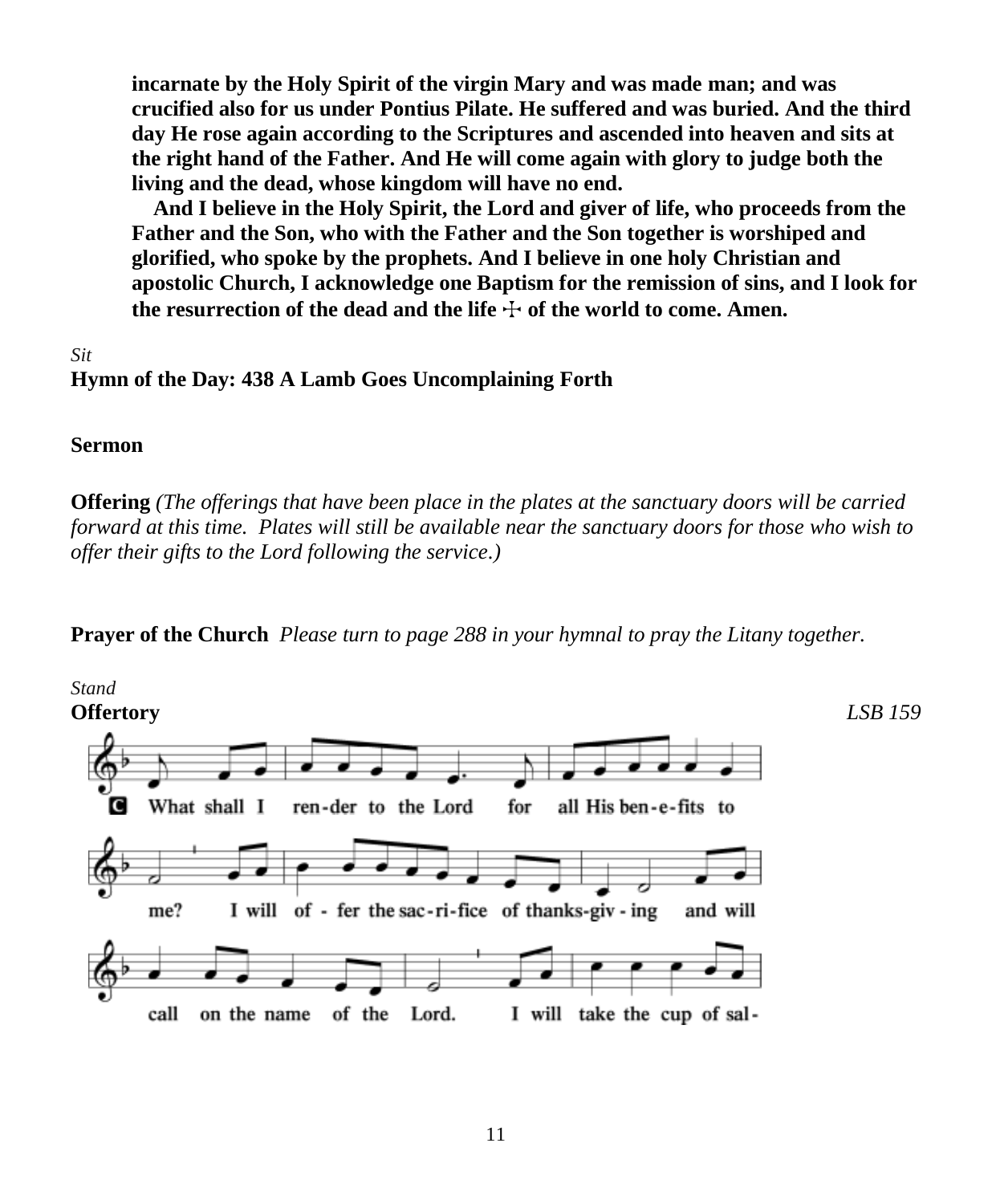**incarnate by the Holy Spirit of the virgin Mary and was made man; and was crucified also for us under Pontius Pilate. He suffered and was buried. And the third day He rose again according to the Scriptures and ascended into heaven and sits at the right hand of the Father. And He will come again with glory to judge both the living and the dead, whose kingdom will have no end.**

**And I believe in the Holy Spirit, the Lord and giver of life, who proceeds from the Father and the Son, who with the Father and the Son together is worshiped and glorified, who spoke by the prophets. And I believe in one holy Christian and apostolic Church, I acknowledge one Baptism for the remission of sins, and I look for the resurrection of the dead and the life ☩ of the world to come. Amen.**

*Sit*

**Hymn of the Day: 438 A Lamb Goes Uncomplaining Forth**

**Sermon**

**Offering** *(The offerings that have been place in the plates at the sanctuary doors will be carried forward at this time. Plates will still be available near the sanctuary doors for those who wish to offer their gifts to the Lord following the service.)*

**Prayer of the Church** *Please turn to page 288 in your hymnal to pray the Litany together.*

*Stand*

**Offertory** *LSB 159*

C What shall I render to the Lord for all His benefits to me? I will offer the sacrifice of thanksgiving and will call on the name of the Lord. I will take the cup of sal-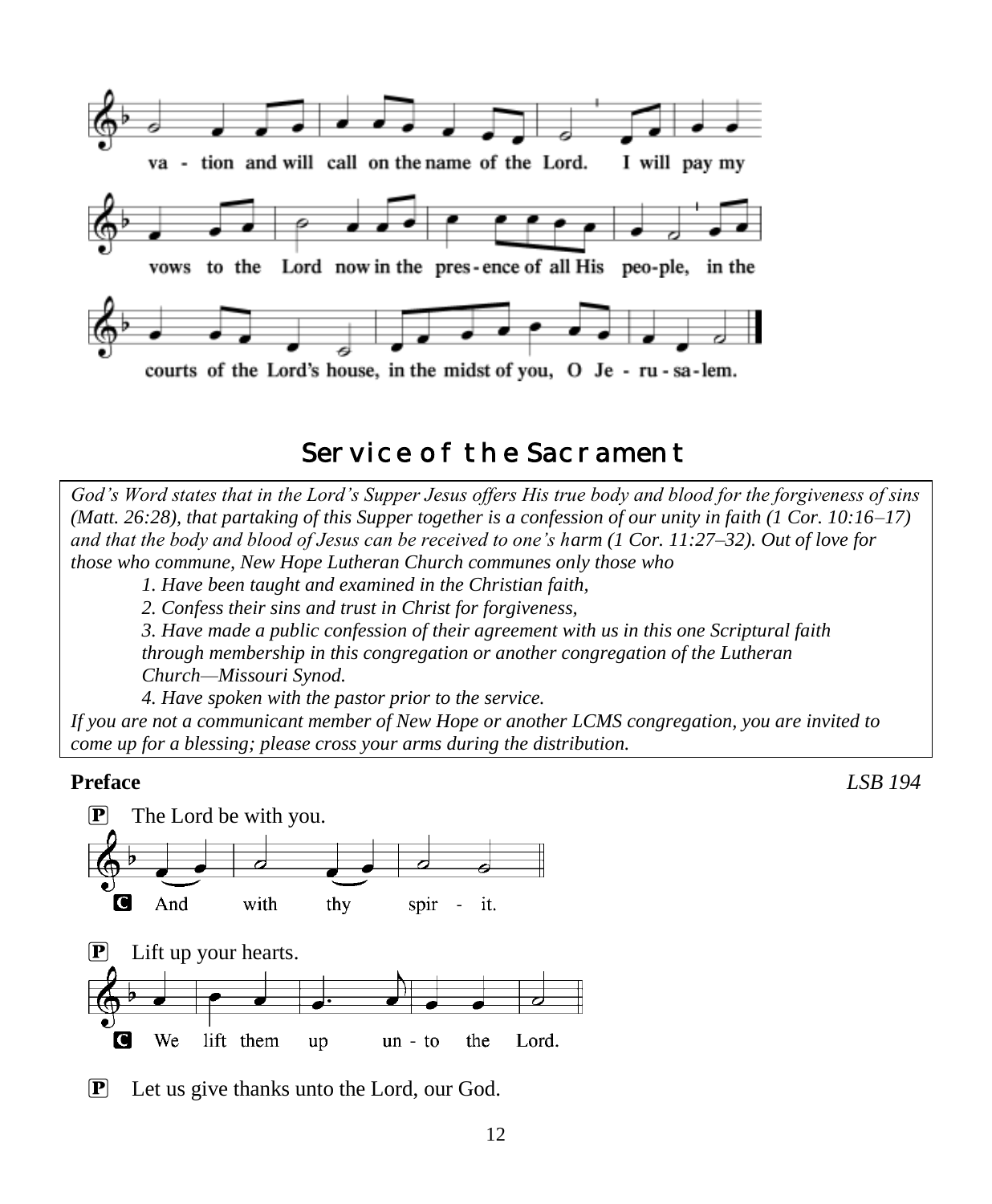va - tion and will call on the name of the Lord. I will pay my vows to the Lord now in the pres - ence of all His peo-ple, in the courts of the Lord's house, in the midst of you, O Je - ru - sa - lem.

## Service of the Sacrament

*God's Word states that in the Lord's Supper Jesus offers His true body and blood for the forgiveness of sins (Matt. 26:28), that partaking of this Supper together is a confession of our unity in faith (1 Cor. 10:16–17) and that the body and blood of Jesus can be received to one's harm (1 Cor. 11:27–32). Out of love for those who commune, New Hope Lutheran Church communes only those who*

*1. Have been taught and examined in the Christian faith,*
*2. Confess their sins and trust in Christ for forgiveness,*
*3. Have made a public confession of their agreement with us in this one Scriptural faith through membership in this congregation or another congregation of the Lutheran Church—Missouri Synod.*
*4. Have spoken with the pastor prior to the service.*

*If you are not a communicant member of New Hope or another LCMS congregation, you are invited to come up for a blessing; please cross your arms during the distribution.*

**Preface** *LSB 194*

P The Lord be with you.

C And with thy spir - it.

P Lift up your hearts.

C We lift them up un - to the Lord.

P Let us give thanks unto the Lord, our God.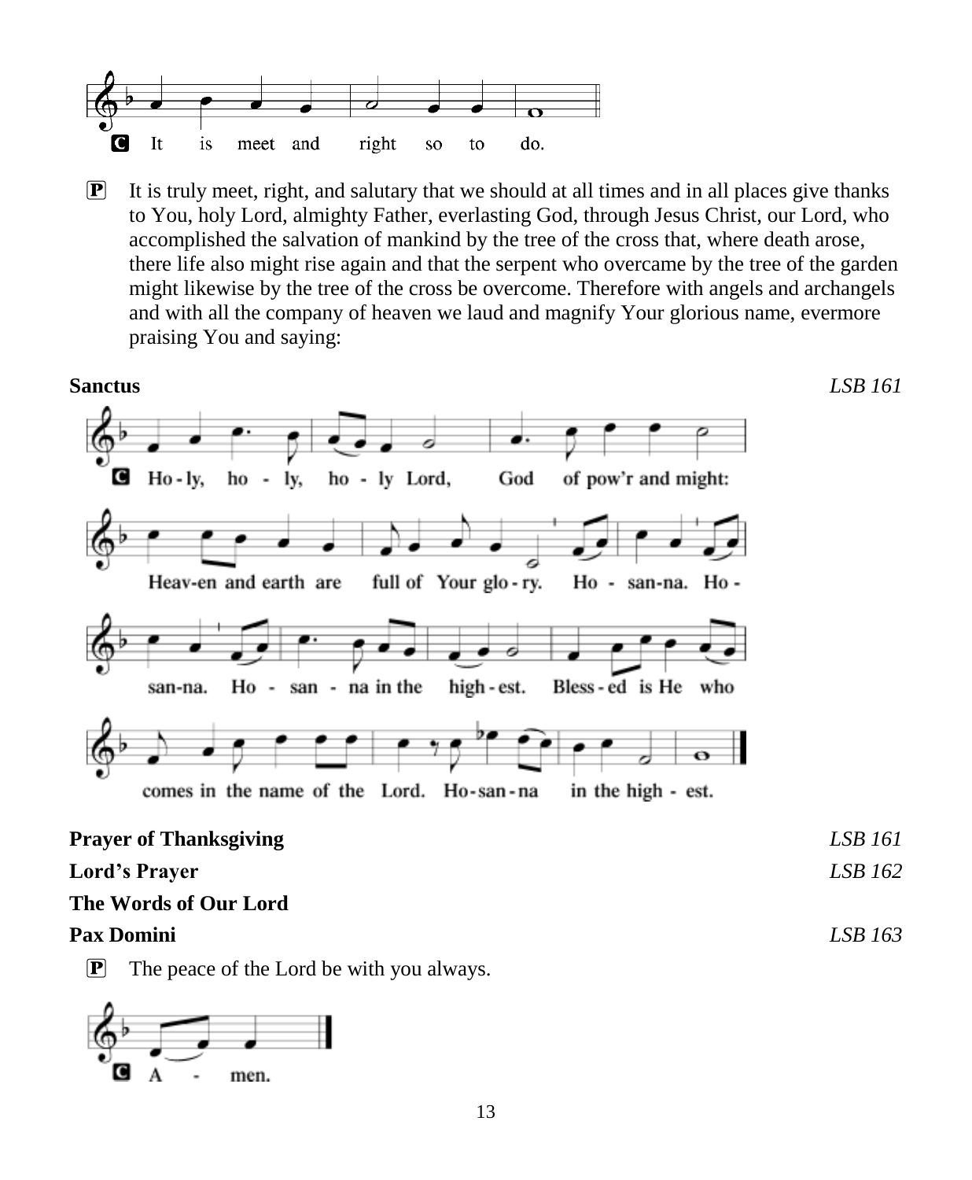C It is meet and right so to do.

P It is truly meet, right, and salutary that we should at all times and in all places give thanks to You, holy Lord, almighty Father, everlasting God, through Jesus Christ, our Lord, who accomplished the salvation of mankind by the tree of the cross that, where death arose, there life also might rise again and that the serpent who overcame by the tree of the garden might likewise by the tree of the cross be overcome. Therefore with angels and archangels and with all the company of heaven we laud and magnify Your glorious name, evermore praising You and saying:

**Sanctus** *LSB 161*

C Ho-ly, ho-ly, ho-ly Lord, God of pow'r and might: Heav-en and earth are full of Your glo-ry. Ho-san-na. Ho-san-na. Ho-san-na in the high-est. Bless-ed is He who comes in the name of the Lord. Ho-san-na in the high-est.

**Prayer of Thanksgiving** *LSB 161*

**Lord's Prayer** *LSB 162*

**The Words of Our Lord**

**Pax Domini** *LSB 163*

P The peace of the Lord be with you always.

C A-men.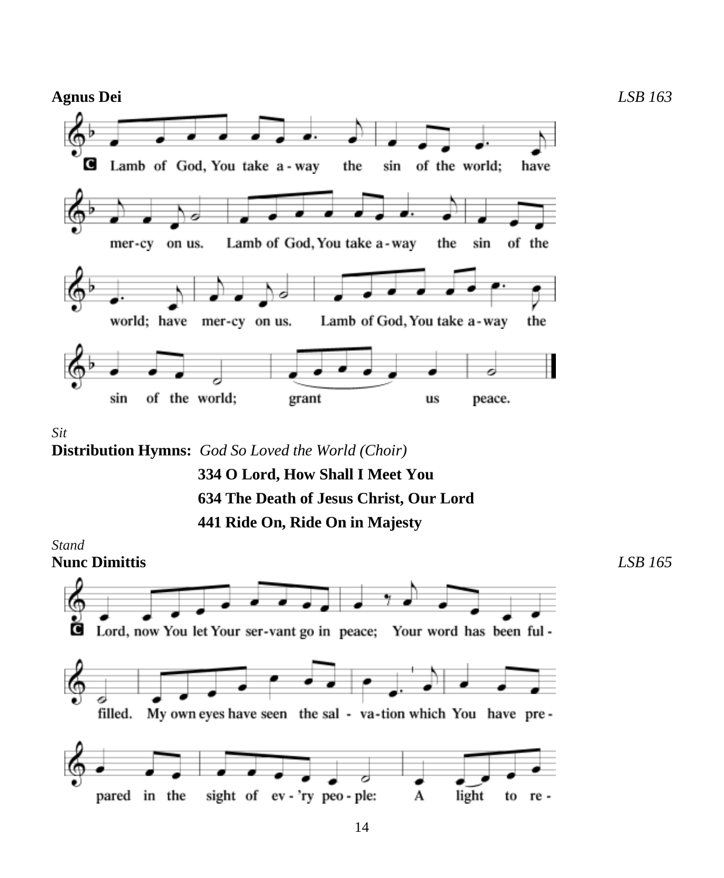**Agnus Dei** *LSB 163*

C Lamb of God, You take away the sin of the world; have mercy on us. Lamb of God, You take away the sin of the world; have mercy on us. Lamb of God, You take away the sin of the world; grant us peace.

*Sit*

**Distribution Hymns:** *God So Loved the World (Choir)*

**334 O Lord, How Shall I Meet You**

**634 The Death of Jesus Christ, Our Lord**

**441 Ride On, Ride On in Majesty**

*Stand*

**Nunc Dimittis** *LSB 165*

C Lord, now You let Your servant go in peace; Your word has been fulfilled. My own eyes have seen the salvation which You have prepared in the sight of ev'ry people: A light to re-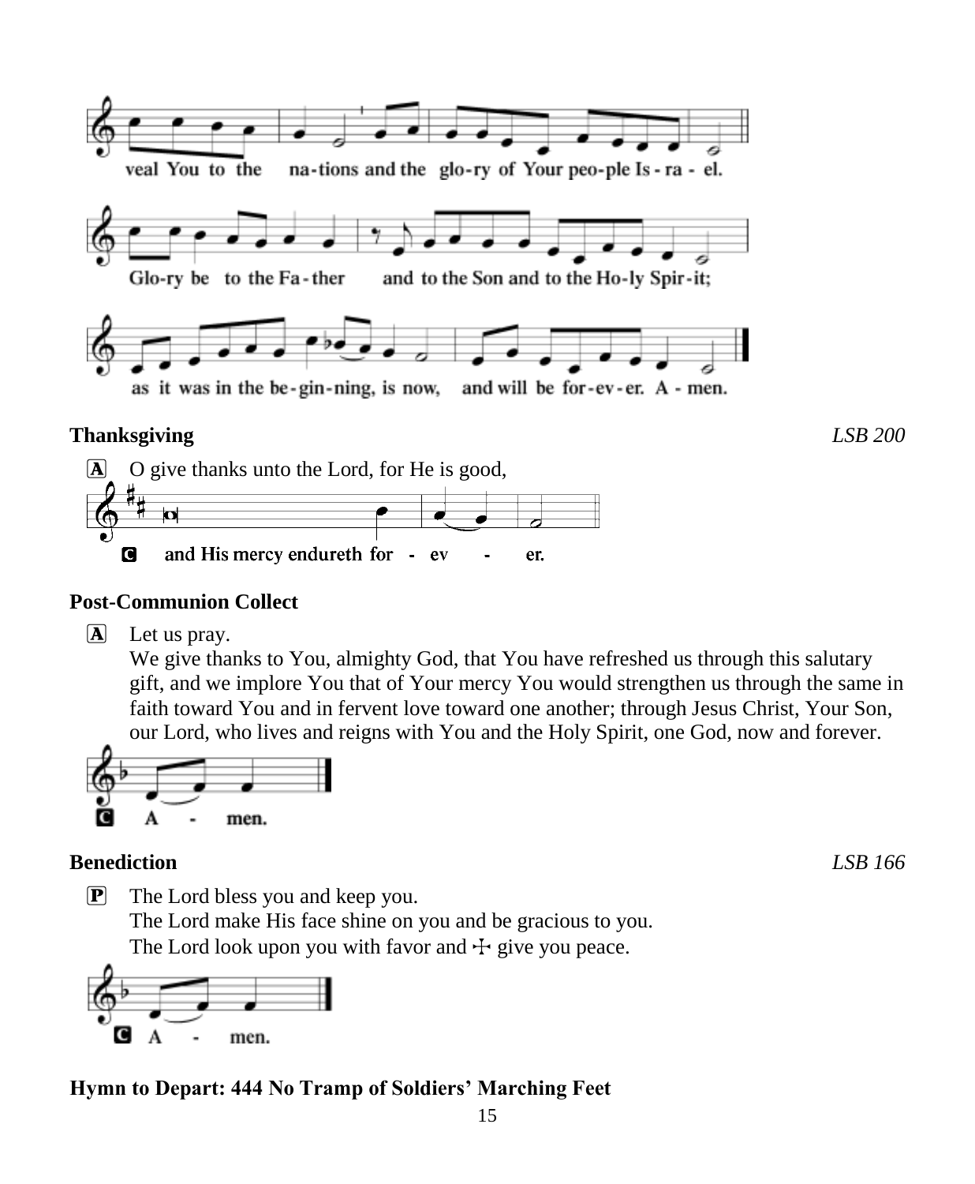veal You to the na-tions and the glo-ry of Your peo-ple Is - ra - el.

Glo-ry be to the Fa - ther and to the Son and to the Ho-ly Spir - it;

as it was in the be - gin - ning, is now, and will be for - ev - er. A - men.

**Thanksgiving** *LSB 200*

A O give thanks unto the Lord, for He is good,

C and His mercy endureth for - ev - er.

**Post-Communion Collect**

A Let us pray.
We give thanks to You, almighty God, that You have refreshed us through this salutary gift, and we implore You that of Your mercy You would strengthen us through the same in faith toward You and in fervent love toward one another; through Jesus Christ, Your Son, our Lord, who lives and reigns with You and the Holy Spirit, one God, now and forever.

C A - men.

**Benediction** *LSB 166*

P The Lord bless you and keep you.
The Lord make His face shine on you and be gracious to you.
The Lord look upon you with favor and ☩ give you peace.

C A - men.

**Hymn to Depart: 444 No Tramp of Soldiers' Marching Feet**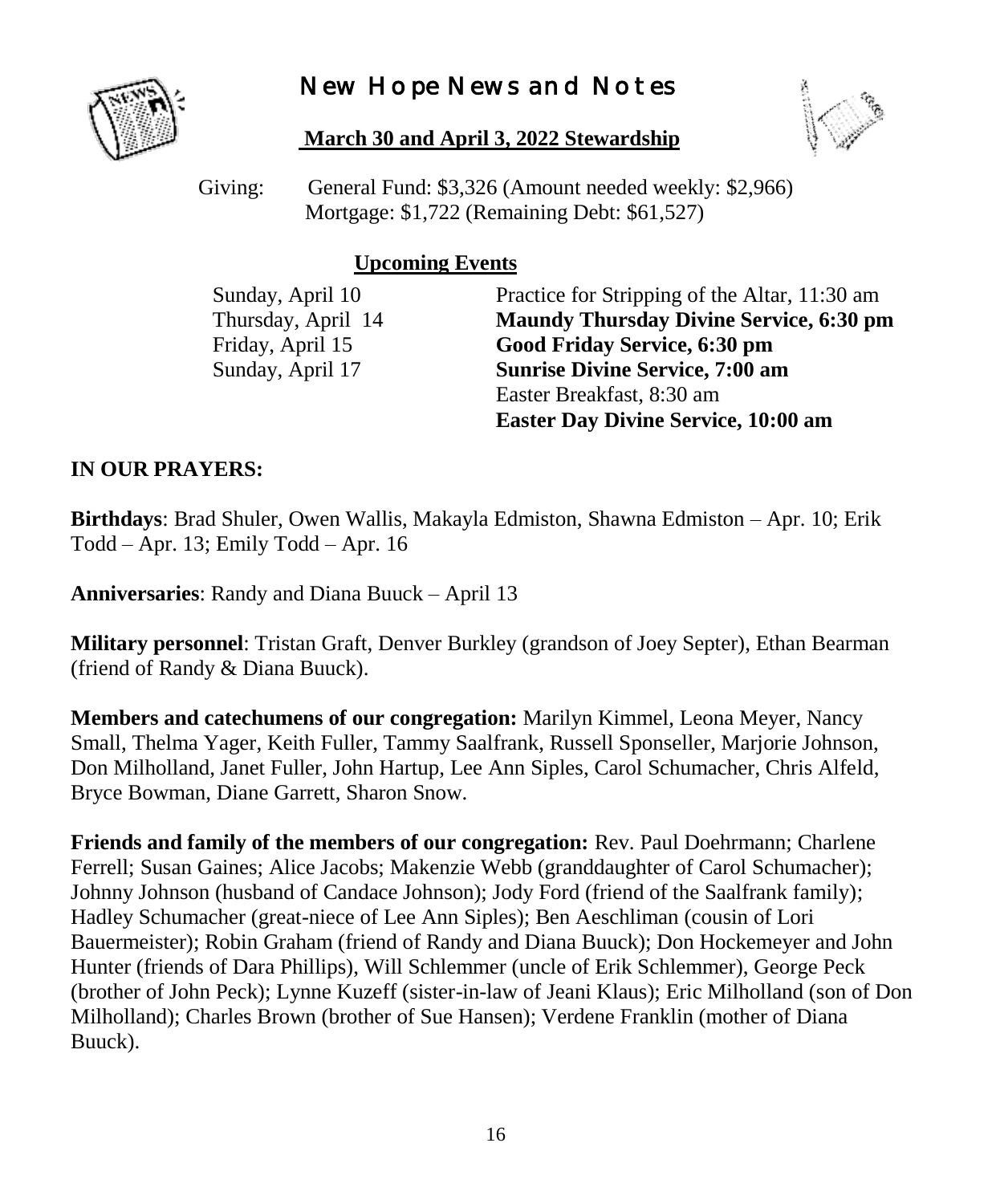# New Hope News and Notes

## March 30 and April 3, 2022 Stewardship

Giving: General Fund: $3,326 (Amount needed weekly: $2,966)
Mortgage: $1,722 (Remaining Debt: $61,527)

## Upcoming Events

| | |
|---|---|
| Sunday, April 10 | Practice for Stripping of the Altar, 11:30 am |
| Thursday, April 14 | **Maundy Thursday Divine Service, 6:30 pm** |
| Friday, April 15 | **Good Friday Service, 6:30 pm** |
| Sunday, April 17 | **Sunrise Divine Service, 7:00 am** |
| | Easter Breakfast, 8:30 am |
| | **Easter Day Divine Service, 10:00 am** |

**IN OUR PRAYERS:**

**Birthdays**: Brad Shuler, Owen Wallis, Makayla Edmiston, Shawna Edmiston – Apr. 10; Erik Todd – Apr. 13; Emily Todd – Apr. 16

**Anniversaries**: Randy and Diana Buuck – April 13

**Military personnel**: Tristan Graft, Denver Burkley (grandson of Joey Septer), Ethan Bearman (friend of Randy & Diana Buuck).

**Members and catechumens of our congregation:** Marilyn Kimmel, Leona Meyer, Nancy Small, Thelma Yager, Keith Fuller, Tammy Saalfrank, Russell Sponseller, Marjorie Johnson, Don Milholland, Janet Fuller, John Hartup, Lee Ann Siples, Carol Schumacher, Chris Alfeld, Bryce Bowman, Diane Garrett, Sharon Snow.

**Friends and family of the members of our congregation:** Rev. Paul Doehrmann; Charlene Ferrell; Susan Gaines; Alice Jacobs; Makenzie Webb (granddaughter of Carol Schumacher); Johnny Johnson (husband of Candace Johnson); Jody Ford (friend of the Saalfrank family); Hadley Schumacher (great-niece of Lee Ann Siples); Ben Aeschliman (cousin of Lori Bauermeister); Robin Graham (friend of Randy and Diana Buuck); Don Hockemeyer and John Hunter (friends of Dara Phillips), Will Schlemmer (uncle of Erik Schlemmer), George Peck (brother of John Peck); Lynne Kuzeff (sister-in-law of Jeani Klaus); Eric Milholland (son of Don Milholland); Charles Brown (brother of Sue Hansen); Verdene Franklin (mother of Diana Buuck).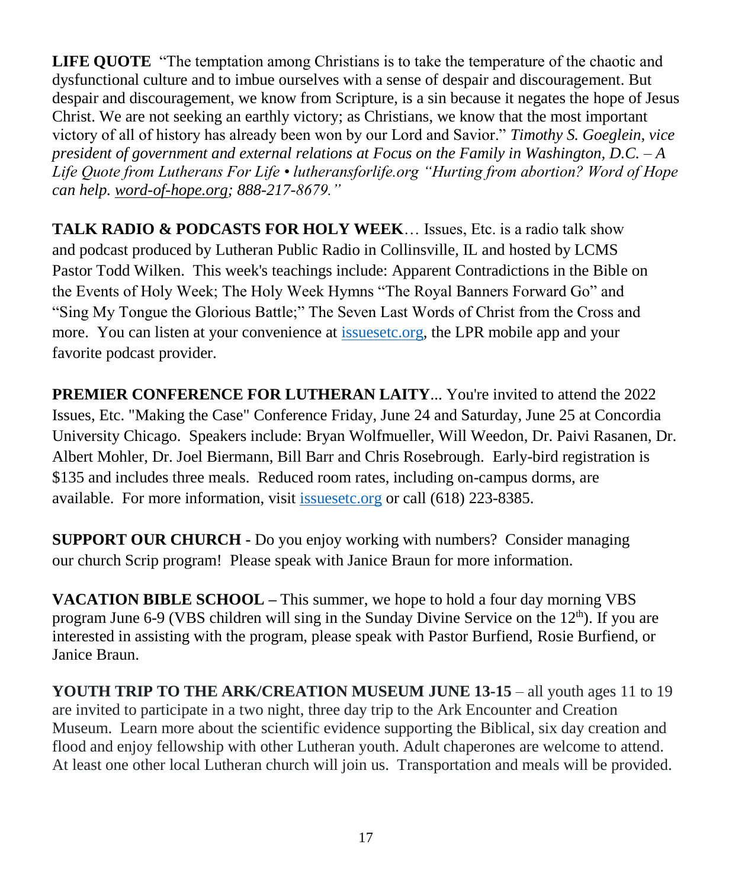**LIFE QUOTE** "The temptation among Christians is to take the temperature of the chaotic and dysfunctional culture and to imbue ourselves with a sense of despair and discouragement. But despair and discouragement, we know from Scripture, is a sin because it negates the hope of Jesus Christ. We are not seeking an earthly victory; as Christians, we know that the most important victory of all of history has already been won by our Lord and Savior." *Timothy S. Goeglein, vice president of government and external relations at Focus on the Family in Washington, D.C. – A Life Quote from Lutherans For Life • lutheransforlife.org "Hurting from abortion? Word of Hope can help. word-of-hope.org; 888-217-8679."*

**TALK RADIO & PODCASTS FOR HOLY WEEK**… Issues, Etc. is a radio talk show and podcast produced by Lutheran Public Radio in Collinsville, IL and hosted by LCMS Pastor Todd Wilken. This week's teachings include: Apparent Contradictions in the Bible on the Events of Holy Week; The Holy Week Hymns "The Royal Banners Forward Go" and "Sing My Tongue the Glorious Battle;" The Seven Last Words of Christ from the Cross and more. You can listen at your convenience at issuesetc.org, the LPR mobile app and your favorite podcast provider.

**PREMIER CONFERENCE FOR LUTHERAN LAITY**... You're invited to attend the 2022 Issues, Etc. "Making the Case" Conference Friday, June 24 and Saturday, June 25 at Concordia University Chicago. Speakers include: Bryan Wolfmueller, Will Weedon, Dr. Paivi Rasanen, Dr. Albert Mohler, Dr. Joel Biermann, Bill Barr and Chris Rosebrough. Early-bird registration is $135 and includes three meals. Reduced room rates, including on-campus dorms, are available. For more information, visit issuesetc.org or call (618) 223-8385.

**SUPPORT OUR CHURCH -** Do you enjoy working with numbers? Consider managing our church Scrip program! Please speak with Janice Braun for more information.

**VACATION BIBLE SCHOOL –** This summer, we hope to hold a four day morning VBS program June 6-9 (VBS children will sing in the Sunday Divine Service on the 12th). If you are interested in assisting with the program, please speak with Pastor Burfiend, Rosie Burfiend, or Janice Braun.

**YOUTH TRIP TO THE ARK/CREATION MUSEUM JUNE 13-15** – all youth ages 11 to 19 are invited to participate in a two night, three day trip to the Ark Encounter and Creation Museum. Learn more about the scientific evidence supporting the Biblical, six day creation and flood and enjoy fellowship with other Lutheran youth. Adult chaperones are welcome to attend. At least one other local Lutheran church will join us. Transportation and meals will be provided.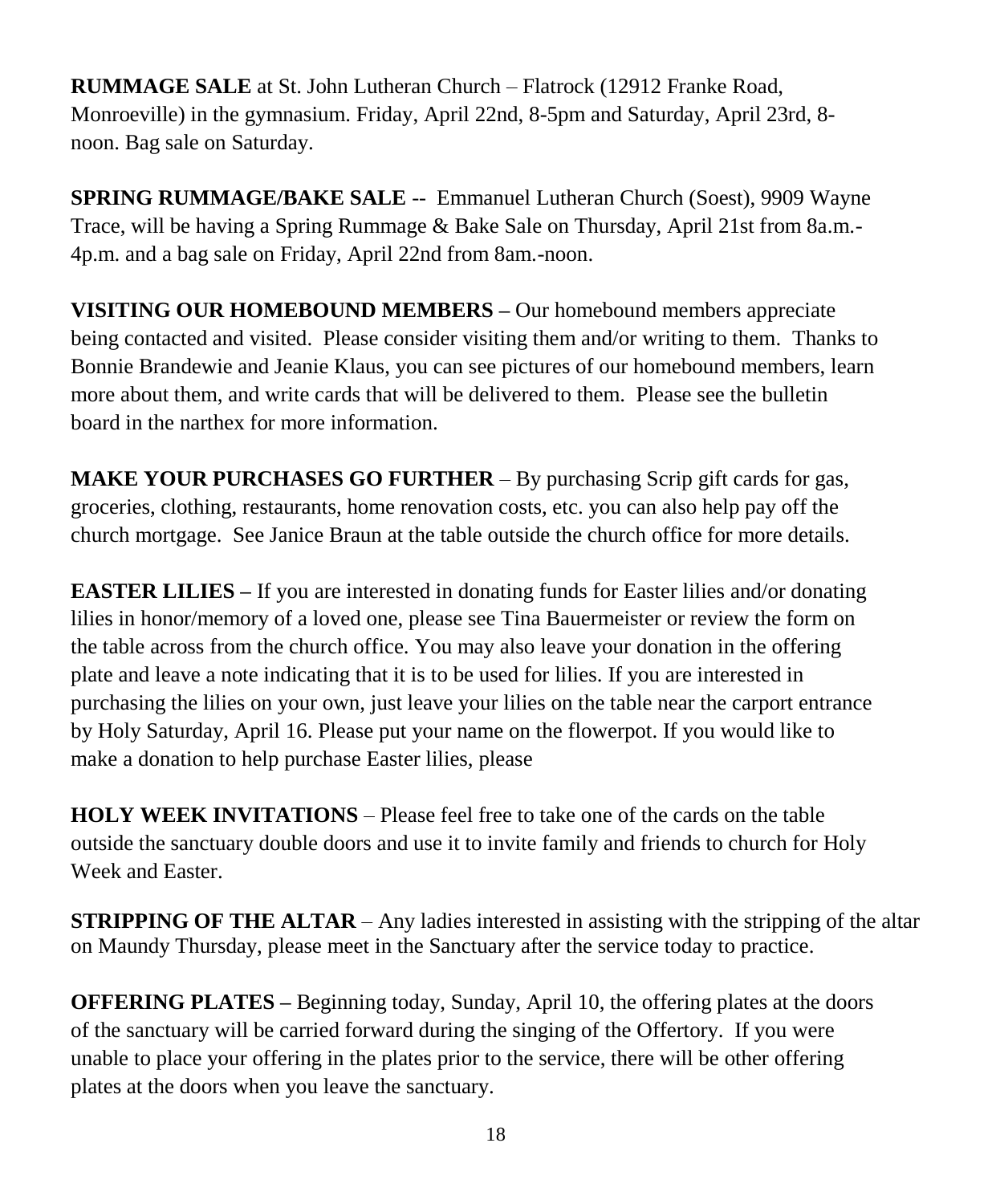**RUMMAGE SALE** at St. John Lutheran Church – Flatrock (12912 Franke Road, Monroeville) in the gymnasium. Friday, April 22nd, 8-5pm and Saturday, April 23rd, 8-noon. Bag sale on Saturday.

**SPRING RUMMAGE/BAKE SALE** -- Emmanuel Lutheran Church (Soest), 9909 Wayne Trace, will be having a Spring Rummage & Bake Sale on Thursday, April 21st from 8a.m.-4p.m. and a bag sale on Friday, April 22nd from 8am.-noon.

**VISITING OUR HOMEBOUND MEMBERS –** Our homebound members appreciate being contacted and visited. Please consider visiting them and/or writing to them. Thanks to Bonnie Brandewie and Jeanie Klaus, you can see pictures of our homebound members, learn more about them, and write cards that will be delivered to them. Please see the bulletin board in the narthex for more information.

**MAKE YOUR PURCHASES GO FURTHER** – By purchasing Scrip gift cards for gas, groceries, clothing, restaurants, home renovation costs, etc. you can also help pay off the church mortgage. See Janice Braun at the table outside the church office for more details.

**EASTER LILIES –** If you are interested in donating funds for Easter lilies and/or donating lilies in honor/memory of a loved one, please see Tina Bauermeister or review the form on the table across from the church office. You may also leave your donation in the offering plate and leave a note indicating that it is to be used for lilies. If you are interested in purchasing the lilies on your own, just leave your lilies on the table near the carport entrance by Holy Saturday, April 16. Please put your name on the flowerpot. If you would like to make a donation to help purchase Easter lilies, please

**HOLY WEEK INVITATIONS** – Please feel free to take one of the cards on the table outside the sanctuary double doors and use it to invite family and friends to church for Holy Week and Easter.

**STRIPPING OF THE ALTAR** – Any ladies interested in assisting with the stripping of the altar on Maundy Thursday, please meet in the Sanctuary after the service today to practice.

**OFFERING PLATES –** Beginning today, Sunday, April 10, the offering plates at the doors of the sanctuary will be carried forward during the singing of the Offertory. If you were unable to place your offering in the plates prior to the service, there will be other offering plates at the doors when you leave the sanctuary.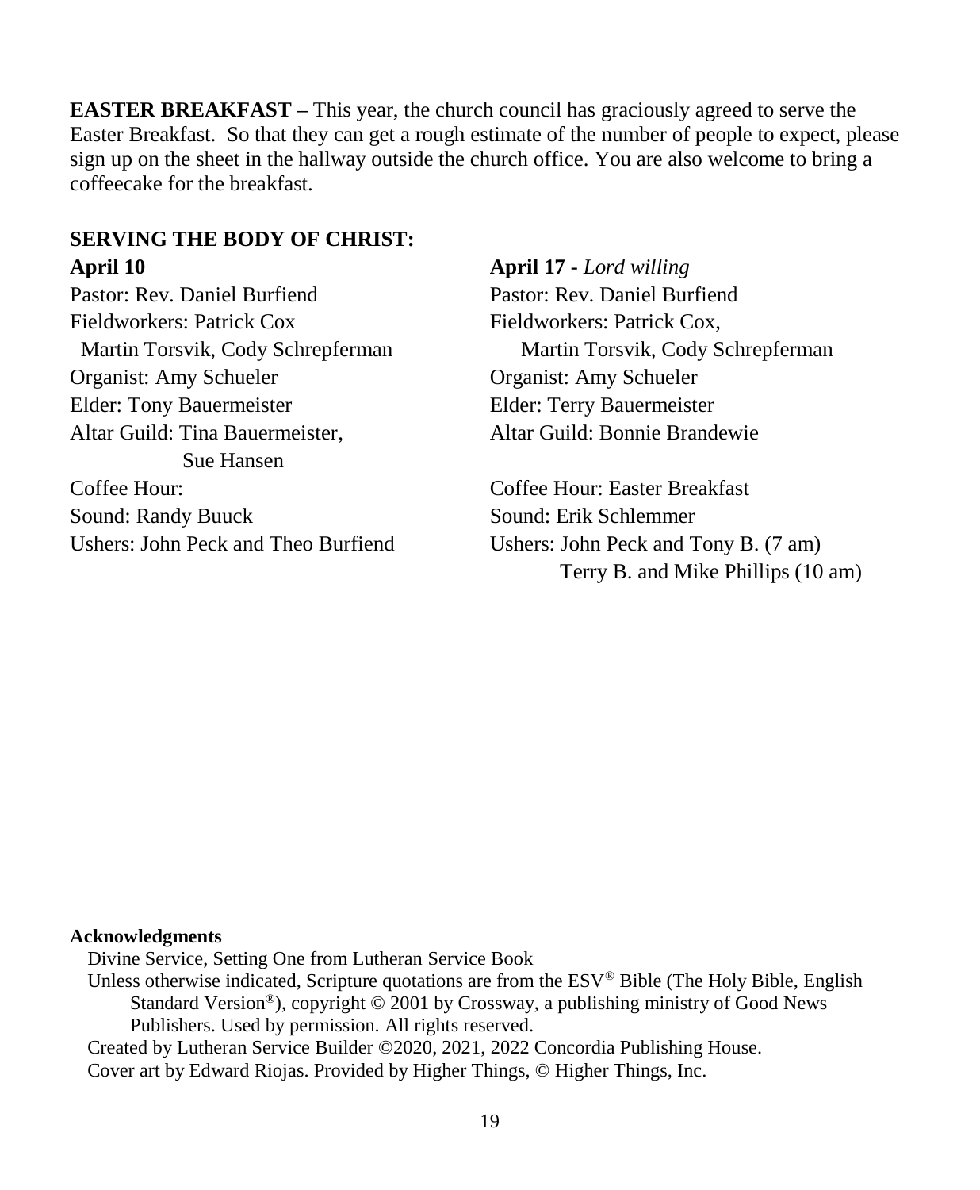**EASTER BREAKFAST –** This year, the church council has graciously agreed to serve the Easter Breakfast. So that they can get a rough estimate of the number of people to expect, please sign up on the sheet in the hallway outside the church office. You are also welcome to bring a coffeecake for the breakfast.

**SERVING THE BODY OF CHRIST:**

**April 10**

Pastor: Rev. Daniel Burfiend
Fieldworkers: Patrick Cox
Martin Torsvik, Cody Schrepferman
Organist: Amy Schueler
Elder: Tony Bauermeister
Altar Guild: Tina Bauermeister,
Sue Hansen
Coffee Hour:
Sound: Randy Buuck
Ushers: John Peck and Theo Burfiend

**April 17 -** *Lord willing*

Pastor: Rev. Daniel Burfiend
Fieldworkers: Patrick Cox,
Martin Torsvik, Cody Schrepferman
Organist: Amy Schueler
Elder: Terry Bauermeister
Altar Guild: Bonnie Brandewie

Coffee Hour: Easter Breakfast
Sound: Erik Schlemmer
Ushers: John Peck and Tony B. (7 am)
Terry B. and Mike Phillips (10 am)

**Acknowledgments**

Divine Service, Setting One from Lutheran Service Book
Unless otherwise indicated, Scripture quotations are from the ESV® Bible (The Holy Bible, English Standard Version®), copyright © 2001 by Crossway, a publishing ministry of Good News Publishers. Used by permission. All rights reserved.
Created by Lutheran Service Builder ©2020, 2021, 2022 Concordia Publishing House.
Cover art by Edward Riojas. Provided by Higher Things, © Higher Things, Inc.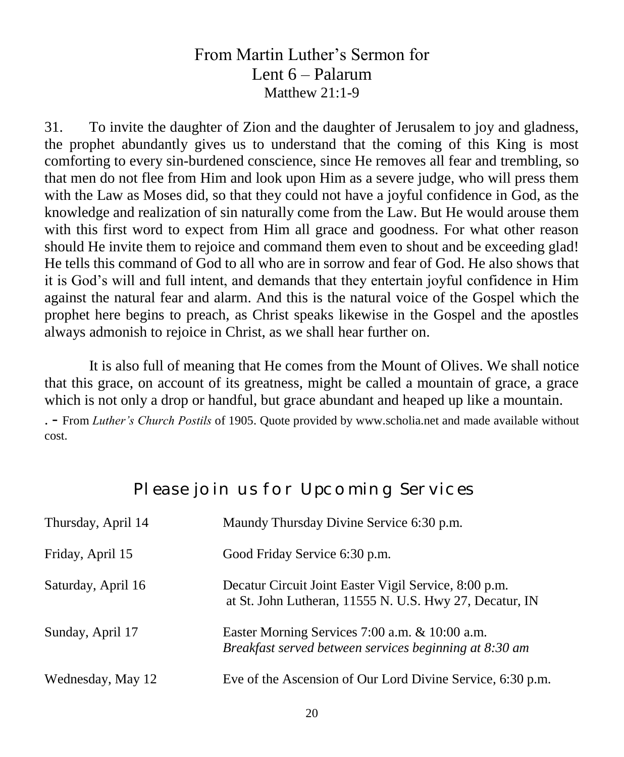# From Martin Luther's Sermon for Lent 6 – Palarum

Matthew 21:1-9

31. To invite the daughter of Zion and the daughter of Jerusalem to joy and gladness, the prophet abundantly gives us to understand that the coming of this King is most comforting to every sin-burdened conscience, since He removes all fear and trembling, so that men do not flee from Him and look upon Him as a severe judge, who will press them with the Law as Moses did, so that they could not have a joyful confidence in God, as the knowledge and realization of sin naturally come from the Law. But He would arouse them with this first word to expect from Him all grace and goodness. For what other reason should He invite them to rejoice and command them even to shout and be exceeding glad! He tells this command of God to all who are in sorrow and fear of God. He also shows that it is God's will and full intent, and demands that they entertain joyful confidence in Him against the natural fear and alarm. And this is the natural voice of the Gospel which the prophet here begins to preach, as Christ speaks likewise in the Gospel and the apostles always admonish to rejoice in Christ, as we shall hear further on.

It is also full of meaning that He comes from the Mount of Olives. We shall notice that this grace, on account of its greatness, might be called a mountain of grace, a grace which is not only a drop or handful, but grace abundant and heaped up like a mountain.

. - From *Luther's Church Postils* of 1905. Quote provided by www.scholia.net and made available without cost.

## Please join us for Upcoming Services

| | |
|---|---|
| Thursday, April 14 | Maundy Thursday Divine Service 6:30 p.m. |
| Friday, April 15 | Good Friday Service 6:30 p.m. |
| Saturday, April 16 | Decatur Circuit Joint Easter Vigil Service, 8:00 p.m. at St. John Lutheran, 11555 N. U.S. Hwy 27, Decatur, IN |
| Sunday, April 17 | Easter Morning Services 7:00 a.m. & 10:00 a.m. *Breakfast served between services beginning at 8:30 am* |
| Wednesday, May 12 | Eve of the Ascension of Our Lord Divine Service, 6:30 p.m. |